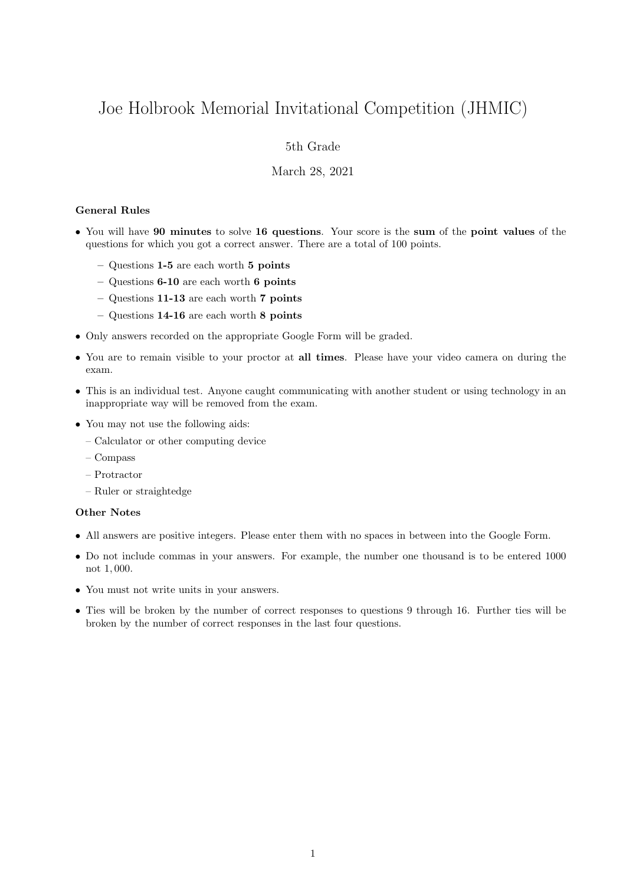# Joe Holbrook Memorial Invitational Competition (JHMIC)

5th Grade

March 28, 2021

### General Rules

- You will have **90 minutes** to solve **16 questions**. Your score is the **sum** of the **point values** of the questions for which you got a correct answer. There are a total of 100 points.
  - Questions **1-5** are each worth **5 points**
  - Questions **6-10** are each worth **6 points**
  - Questions **11-13** are each worth **7 points**
  - Questions **14-16** are each worth **8 points**
- Only answers recorded on the appropriate Google Form will be graded.
- You are to remain visible to your proctor at **all times**. Please have your video camera on during the exam.
- This is an individual test. Anyone caught communicating with another student or using technology in an inappropriate way will be removed from the exam.
- You may not use the following aids:
  - Calculator or other computing device
  - Compass
  - Protractor
  - Ruler or straightedge

### Other Notes

- All answers are positive integers. Please enter them with no spaces in between into the Google Form.
- Do not include commas in your answers. For example, the number one thousand is to be entered 1000 not 1,000.
- You must not write units in your answers.
- Ties will be broken by the number of correct responses to questions 9 through 16. Further ties will be broken by the number of correct responses in the last four questions.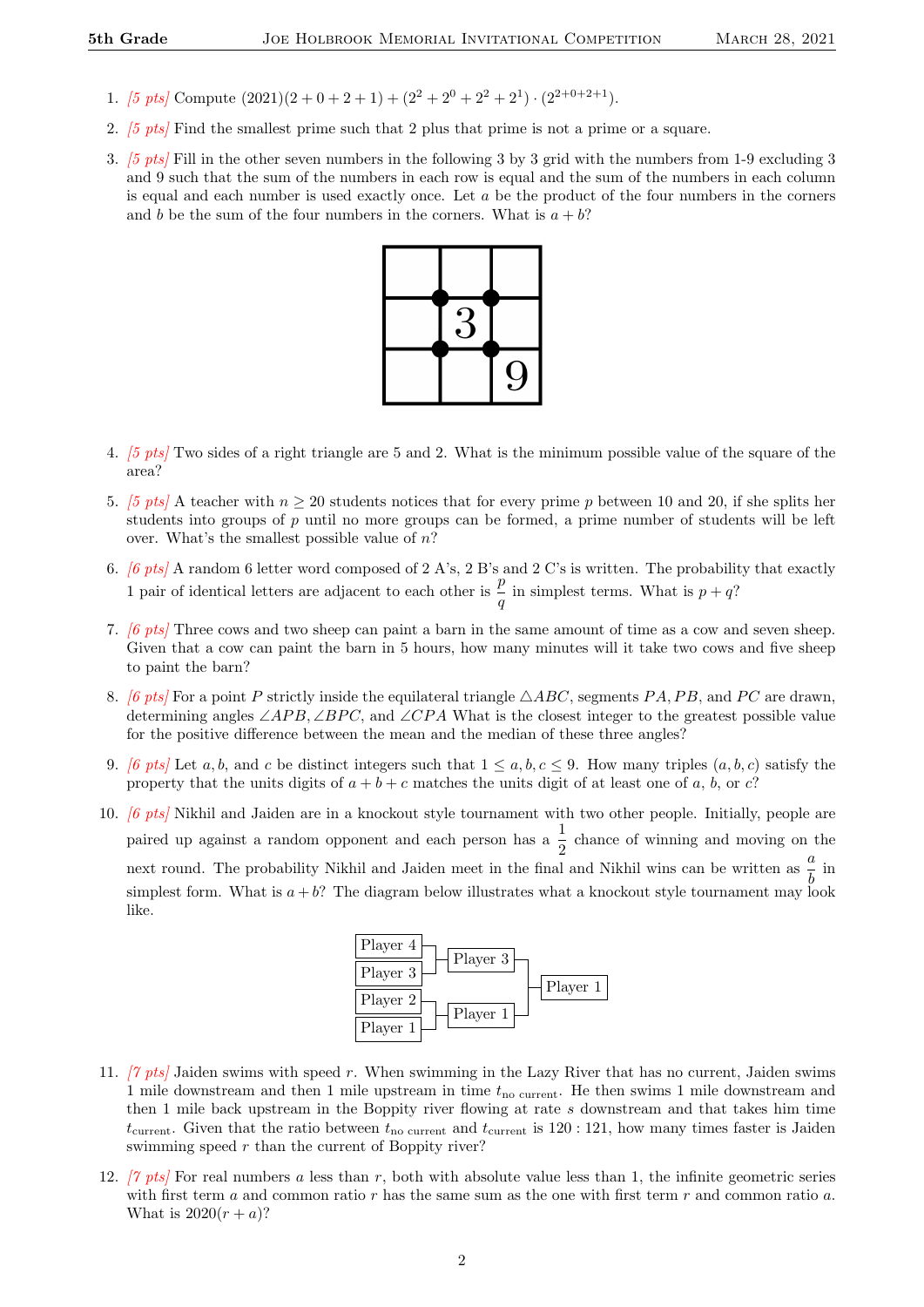1. *[5 pts]* Compute $(2021)(2+0+2+1) + (2^2+2^0+2^2+2^1) \cdot (2^{2+0+2+1})$.

2. *[5 pts]* Find the smallest prime such that 2 plus that prime is not a prime or a square.

3. *[5 pts]* Fill in the other seven numbers in the following 3 by 3 grid with the numbers from 1-9 excluding 3 and 9 such that the sum of the numbers in each row is equal and the sum of the numbers in each column is equal and each number is used exactly once. Let $a$ be the product of the four numbers in the corners and $b$ be the sum of the four numbers in the corners. What is $a + b$?

|   |   |   |
|---|---|---|
|   |   |   |
|   | 3 |   |
|   |   | 9 |

4. *[5 pts]* Two sides of a right triangle are 5 and 2. What is the minimum possible value of the square of the area?

5. *[5 pts]* A teacher with $n \geq 20$ students notices that for every prime $p$ between 10 and 20, if she splits her students into groups of $p$ until no more groups can be formed, a prime number of students will be left over. What's the smallest possible value of $n$?

6. *[6 pts]* A random 6 letter word composed of 2 A's, 2 B's and 2 C's is written. The probability that exactly 1 pair of identical letters are adjacent to each other is $\frac{p}{q}$ in simplest terms. What is $p + q$?

7. *[6 pts]* Three cows and two sheep can paint a barn in the same amount of time as a cow and seven sheep. Given that a cow can paint the barn in 5 hours, how many minutes will it take two cows and five sheep to paint the barn?

8. *[6 pts]* For a point $P$ strictly inside the equilateral triangle $\triangle ABC$, segments $PA, PB$, and $PC$ are drawn, determining angles $\angle APB, \angle BPC$, and $\angle CPA$ What is the closest integer to the greatest possible value for the positive difference between the mean and the median of these three angles?

9. *[6 pts]* Let $a, b$, and $c$ be distinct integers such that $1 \leq a, b, c \leq 9$. How many triples $(a, b, c)$ satisfy the property that the units digits of $a + b + c$ matches the units digit of at least one of $a$, $b$, or $c$?

10. *[6 pts]* Nikhil and Jaiden are in a knockout style tournament with two other people. Initially, people are paired up against a random opponent and each person has a $\frac{1}{2}$ chance of winning and moving on the next round. The probability Nikhil and Jaiden meet in the final and Nikhil wins can be written as $\frac{a}{b}$ in simplest form. What is $a + b$? The diagram below illustrates what a knockout style tournament may look like.

    Player 4, Player 3 → Player 3; Player 2, Player 1 → Player 1; Player 3, Player 1 → Player 1

11. *[7 pts]* Jaiden swims with speed $r$. When swimming in the Lazy River that has no current, Jaiden swims 1 mile downstream and then 1 mile upstream in time $t_{\text{no current}}$. He then swims 1 mile downstream and then 1 mile back upstream in the Boppity river flowing at rate $s$ downstream and that takes him time $t_{\text{current}}$. Given that the ratio between $t_{\text{no current}}$ and $t_{\text{current}}$ is $120 : 121$, how many times faster is Jaiden swimming speed $r$ than the current of Boppity river?

12. *[7 pts]* For real numbers $a$ less than $r$, both with absolute value less than 1, the infinite geometric series with first term $a$ and common ratio $r$ has the same sum as the one with first term $r$ and common ratio $a$. What is $2020(r + a)$?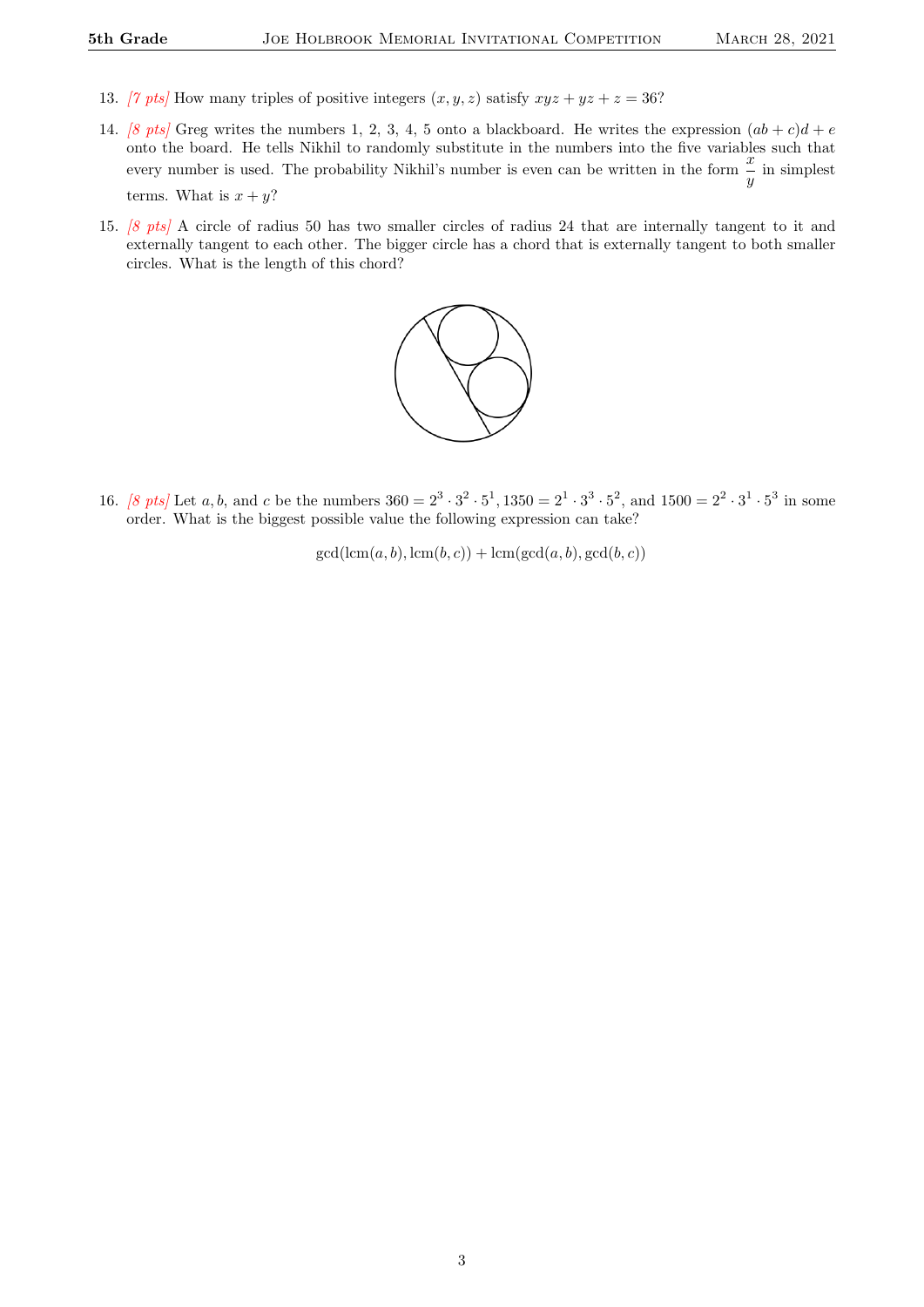13. *[7 pts]* How many triples of positive integers $(x, y, z)$ satisfy $xyz + yz + z = 36$?

14. *[8 pts]* Greg writes the numbers 1, 2, 3, 4, 5 onto a blackboard. He writes the expression $(ab + c)d + e$ onto the board. He tells Nikhil to randomly substitute in the numbers into the five variables such that every number is used. The probability Nikhil's number is even can be written in the form $\frac{x}{y}$ in simplest terms. What is $x + y$?

15. *[8 pts]* A circle of radius 50 has two smaller circles of radius 24 that are internally tangent to it and externally tangent to each other. The bigger circle has a chord that is externally tangent to both smaller circles. What is the length of this chord?

16. *[8 pts]* Let $a, b$, and $c$ be the numbers $360 = 2^3 \cdot 3^2 \cdot 5^1, 1350 = 2^1 \cdot 3^3 \cdot 5^2$, and $1500 = 2^2 \cdot 3^1 \cdot 5^3$ in some order. What is the biggest possible value the following expression can take?

$$\gcd(\text{lcm}(a, b), \text{lcm}(b, c)) + \text{lcm}(\gcd(a, b), \gcd(b, c))$$